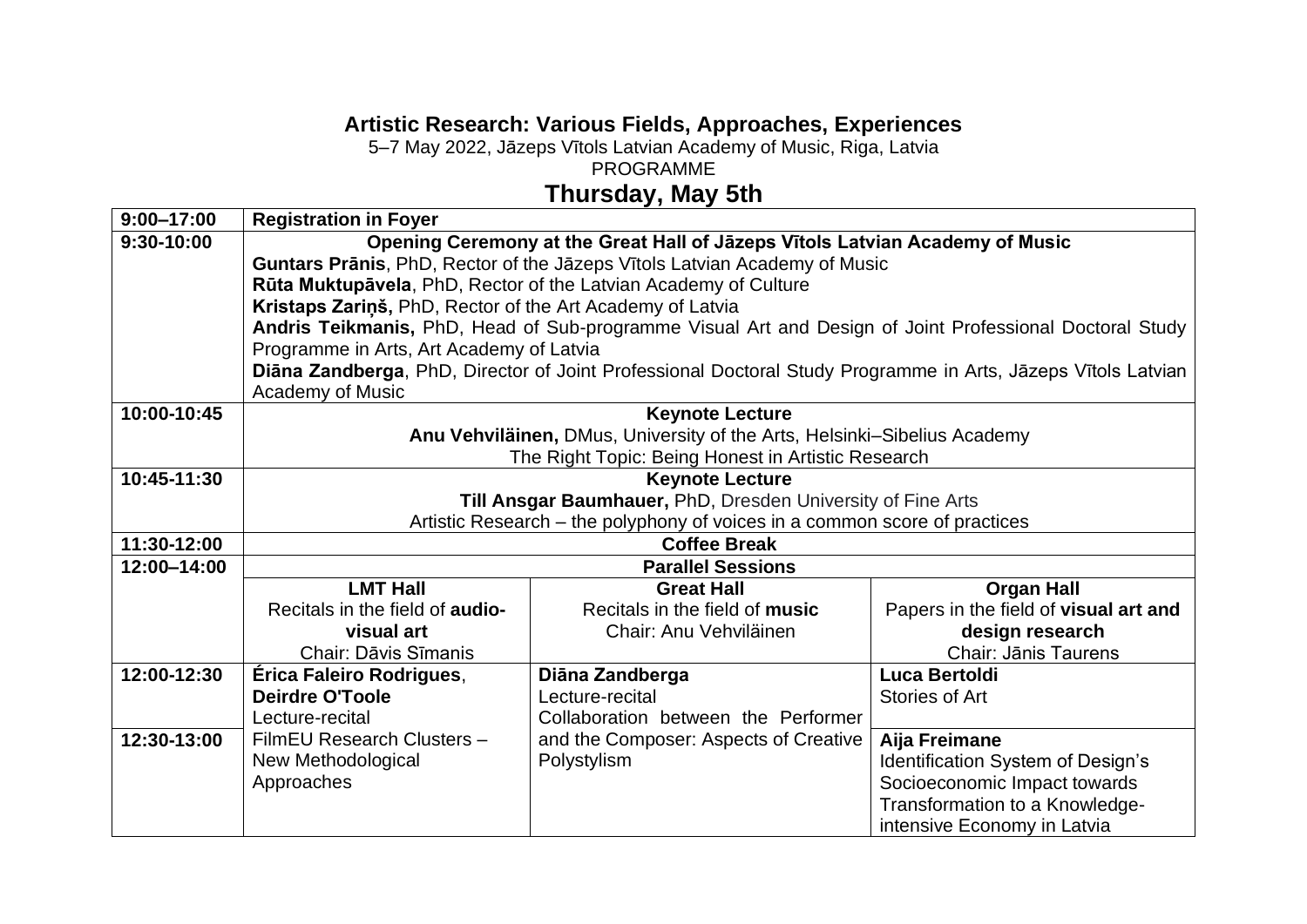# Artistic Research: Various Fields, Approaches, Experiences

5–7 May 2022, Jāzeps Vītols Latvian Academy of Music, Riga, Latvia

PROGRAMME

## Thursday, May 5th

| | | | |
|---|---|---|---|
| **9:00–17:00** | **Registration in Foyer** | | |
| **9:30-10:00** | **Opening Ceremony at the Great Hall of Jāzeps Vītols Latvian Academy of Music**<br>**Guntars Prānis**, PhD, Rector of the Jāzeps Vītols Latvian Academy of Music<br>**Rūta Muktupāvela**, PhD, Rector of the Latvian Academy of Culture<br>**Kristaps Zariņš,** PhD, Rector of the Art Academy of Latvia<br>**Andris Teikmanis,** PhD, Head of Sub-programme Visual Art and Design of Joint Professional Doctoral Study Programme in Arts, Art Academy of Latvia<br>**Diāna Zandberga**, PhD, Director of Joint Professional Doctoral Study Programme in Arts, Jāzeps Vītols Latvian Academy of Music | | |
| **10:00-10:45** | **Keynote Lecture**<br>**Anu Vehviläinen,** DMus, University of the Arts, Helsinki–Sibelius Academy<br>The Right Topic: Being Honest in Artistic Research | | |
| **10:45-11:30** | **Keynote Lecture**<br>**Till Ansgar Baumhauer,** PhD, Dresden University of Fine Arts<br>Artistic Research – the polyphony of voices in a common score of practices | | |
| **11:30-12:00** | **Coffee Break** | | |
| **12:00–14:00** | **Parallel Sessions** | | |
| | **LMT Hall**<br>Recitals in the field of **audio-visual art**<br>Chair: Dāvis Sīmanis | **Great Hall**<br>Recitals in the field of **music**<br>Chair: Anu Vehviläinen | **Organ Hall**<br>Papers in the field of **visual art and design research**<br>Chair: Jānis Taurens |
| **12:00-12:30** | **Érica Faleiro Rodrigues**, **Deirdre O'Toole**<br>Lecture-recital<br>FilmEU Research Clusters – New Methodological Approaches | **Diāna Zandberga**<br>Lecture-recital<br>Collaboration between the Performer and the Composer: Aspects of Creative Polystylism | **Luca Bertoldi**<br>Stories of Art |
| **12:30-13:00** | | | **Aija Freimane**<br>Identification System of Design's Socioeconomic Impact towards Transformation to a Knowledge-intensive Economy in Latvia |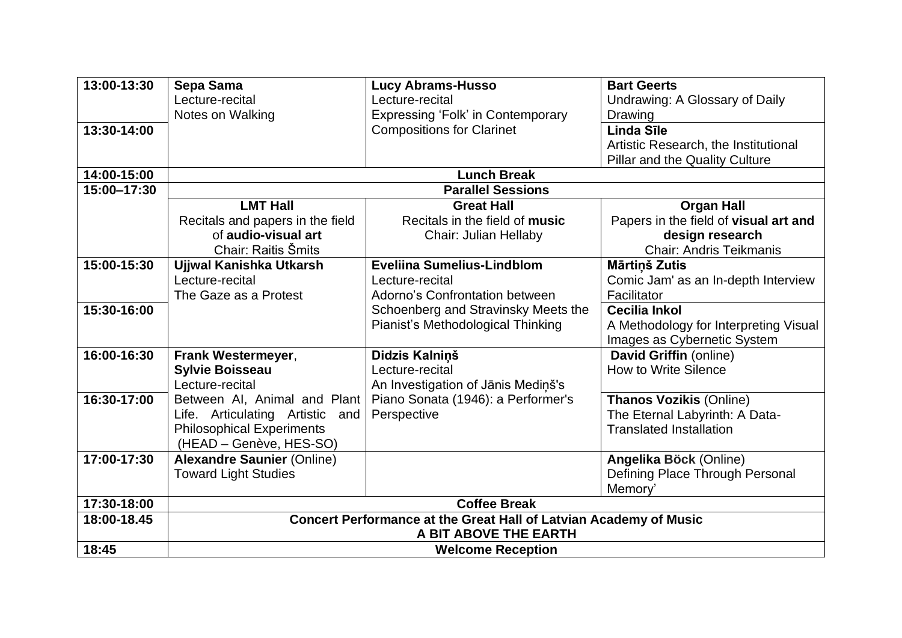| | | | |
|---|---|---|---|
| 13:00-13:30 | **Sepa Sama**<br>Lecture-recital<br>Notes on Walking | **Lucy Abrams-Husso**<br>Lecture-recital<br>Expressing 'Folk' in Contemporary Compositions for Clarinet | **Bart Geerts**<br>Undrawing: A Glossary of Daily Drawing |
| 13:30-14:00 | | | **Linda Sīle**<br>Artistic Research, the Institutional Pillar and the Quality Culture |
| 14:00-15:00 | **Lunch Break** | | |
| 15:00–17:30 | **Parallel Sessions** | | |
| | **LMT Hall**<br>Recitals and papers in the field of **audio-visual art**<br>Chair: Raitis Šmits | **Great Hall**<br>Recitals in the field of **music**<br>Chair: Julian Hellaby | **Organ Hall**<br>Papers in the field of **visual art and design research**<br>Chair: Andris Teikmanis |
| 15:00-15:30 | **Ujjwal Kanishka Utkarsh**<br>Lecture-recital<br>The Gaze as a Protest | **Eveliina Sumelius-Lindblom**<br>Lecture-recital<br>Adorno's Confrontation between Schoenberg and Stravinsky Meets the Pianist's Methodological Thinking | **Mārtiņš Zutis**<br>Comic Jam' as an In-depth Interview Facilitator |
| 15:30-16:00 | | | **Cecilia Inkol**<br>A Methodology for Interpreting Visual Images as Cybernetic System |
| 16:00-16:30 | **Frank Westermeyer**, **Sylvie Boisseau**<br>Lecture-recital<br>Between AI, Animal and Plant Life. Articulating Artistic and Philosophical Experiments (HEAD – Genève, HES-SO) | **Didzis Kalniņš**<br>Lecture-recital<br>An Investigation of Jānis Mediņš's Piano Sonata (1946): a Performer's Perspective | **David Griffin** (online)<br>How to Write Silence |
| 16:30-17:00 | | | **Thanos Vozikis** (Online)<br>The Eternal Labyrinth: A Data-Translated Installation |
| 17:00-17:30 | **Alexandre Saunier** (Online)<br>Toward Light Studies | | **Angelika Böck** (Online)<br>Defining Place Through Personal Memory' |
| 17:30-18:00 | **Coffee Break** | | |
| 18:00-18.45 | **Concert Performance at the Great Hall of Latvian Academy of Music**<br>**A BIT ABOVE THE EARTH** | | |
| 18:45 | **Welcome Reception** | | |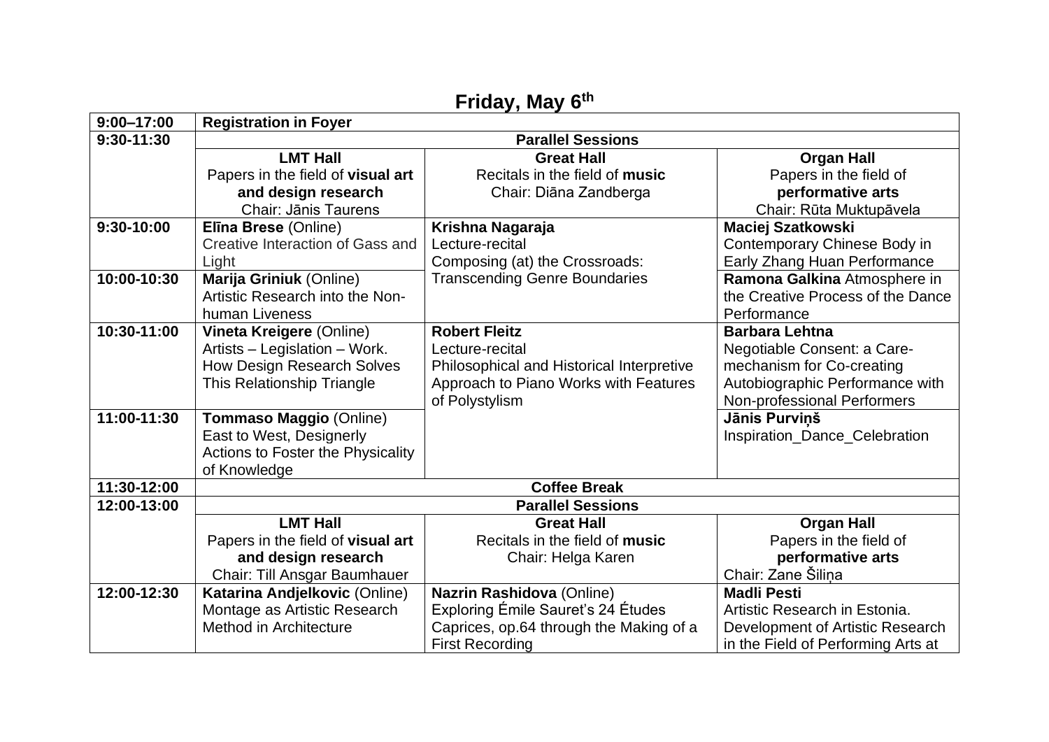# Friday, May 6th

| 9:00–17:00 | **Registration in Foyer** | | |
|---|---|---|---|
| **9:30-11:30** | **Parallel Sessions** | | |
| | **LMT Hall** Papers in the field of **visual art and design research** Chair: Jānis Taurens | **Great Hall** Recitals in the field of **music** Chair: Diāna Zandberga | **Organ Hall** Papers in the field of **performative arts** Chair: Rūta Muktupāvela |
| **9:30-10:00** | **Elīna Brese** (Online) Creative Interaction of Gass and Light | **Krishna Nagaraja** Lecture-recital Composing (at) the Crossroads: Transcending Genre Boundaries | **Maciej Szatkowski** Contemporary Chinese Body in Early Zhang Huan Performance |
| **10:00-10:30** | **Marija Griniuk** (Online) Artistic Research into the Non-human Liveness | | **Ramona Galkina** Atmosphere in the Creative Process of the Dance Performance |
| **10:30-11:00** | **Vineta Kreigere** (Online) Artists – Legislation – Work. How Design Research Solves This Relationship Triangle | **Robert Fleitz** Lecture-recital Philosophical and Historical Interpretive Approach to Piano Works with Features of Polystylism | **Barbara Lehtna** Negotiable Consent: a Care-mechanism for Co-creating Autobiographic Performance with Non-professional Performers |
| **11:00-11:30** | **Tommaso Maggio** (Online) East to West, Designerly Actions to Foster the Physicality of Knowledge | | **Jānis Purviņš** Inspiration_Dance_Celebration |
| **11:30-12:00** | **Coffee Break** | | |
| **12:00-13:00** | **Parallel Sessions** | | |
| | **LMT Hall** Papers in the field of **visual art and design research** Chair: Till Ansgar Baumhauer | **Great Hall** Recitals in the field of **music** Chair: Helga Karen | **Organ Hall** Papers in the field of **performative arts** Chair: Zane Šiliņa |
| **12:00-12:30** | **Katarina Andjelkovic** (Online) Montage as Artistic Research Method in Architecture | **Nazrin Rashidova** (Online) Exploring Émile Sauret's 24 Études Caprices, op.64 through the Making of a First Recording | **Madli Pesti** Artistic Research in Estonia. Development of Artistic Research in the Field of Performing Arts at |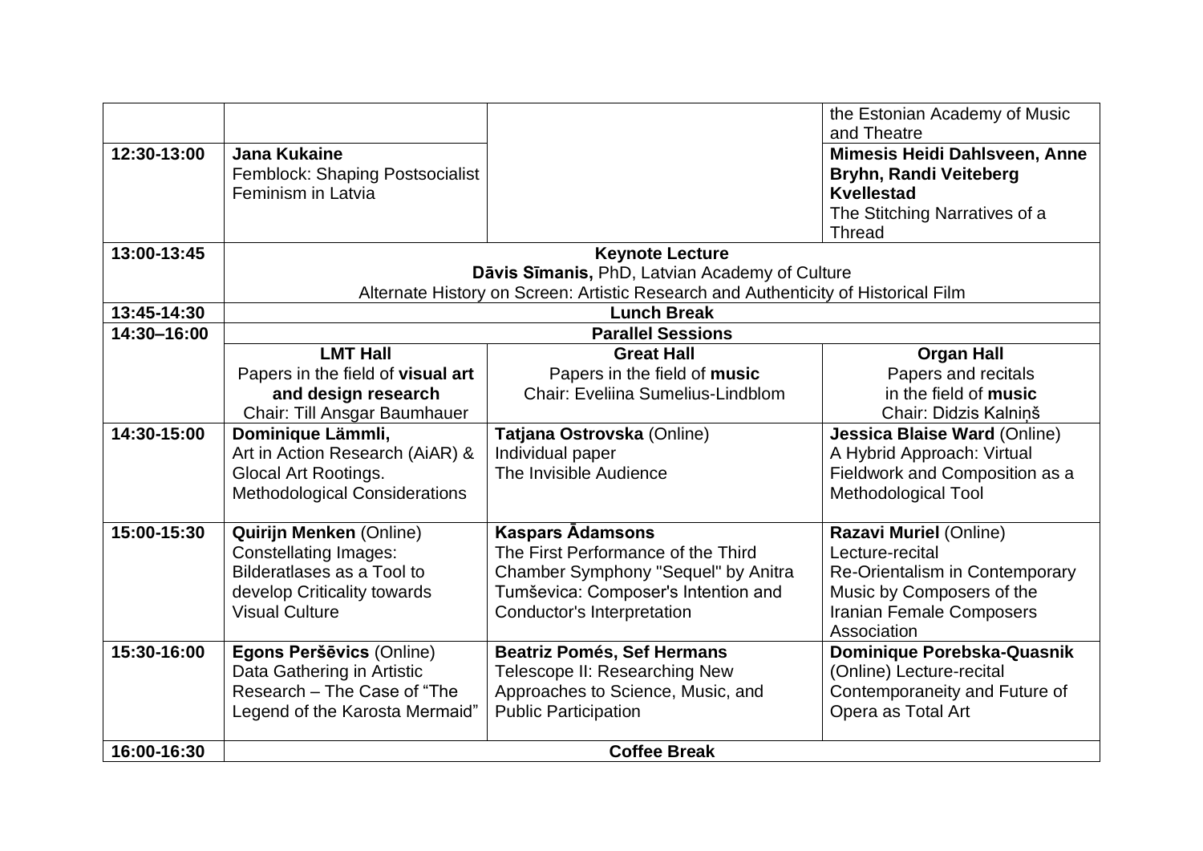| | | | |
|---|---|---|---|
| | | | the Estonian Academy of Music and Theatre |
| **12:30-13:00** | **Jana Kukaine** Femblock: Shaping Postsocialist Feminism in Latvia | | **Mimesis Heidi Dahlsveen, Anne Bryhn, Randi Veiteberg Kvellestad** The Stitching Narratives of a Thread |
| **13:00-13:45** | **Keynote Lecture** **Dāvis Sīmanis,** PhD, Latvian Academy of Culture Alternate History on Screen: Artistic Research and Authenticity of Historical Film | | |
| **13:45-14:30** | **Lunch Break** | | |
| **14:30–16:00** | **Parallel Sessions** | | |
| | **LMT Hall** Papers in the field of **visual art and design research** Chair: Till Ansgar Baumhauer | **Great Hall** Papers in the field of **music** Chair: Eveliina Sumelius-Lindblom | **Organ Hall** Papers and recitals in the field of **music** Chair: Didzis Kalniņš |
| **14:30-15:00** | **Dominique Lämmli,** Art in Action Research (AiAR) & Glocal Art Rootings. Methodological Considerations | **Tatjana Ostrovska** (Online) Individual paper The Invisible Audience | **Jessica Blaise Ward** (Online) A Hybrid Approach: Virtual Fieldwork and Composition as a Methodological Tool |
| **15:00-15:30** | **Quirijn Menken** (Online) Constellating Images: Bilderatlases as a Tool to develop Criticality towards Visual Culture | **Kaspars Ādamsons** The First Performance of the Third Chamber Symphony "Sequel" by Anitra Tumševica: Composer's Intention and Conductor's Interpretation | **Razavi Muriel** (Online) Lecture-recital Re-Orientalism in Contemporary Music by Composers of the Iranian Female Composers Association |
| **15:30-16:00** | **Egons Peršēvics** (Online) Data Gathering in Artistic Research – The Case of "The Legend of the Karosta Mermaid" | **Beatriz Pomés, Sef Hermans** Telescope II: Researching New Approaches to Science, Music, and Public Participation | **Dominique Porebska-Quasnik** (Online) Lecture-recital Contemporaneity and Future of Opera as Total Art |
| **16:00-16:30** | **Coffee Break** | | |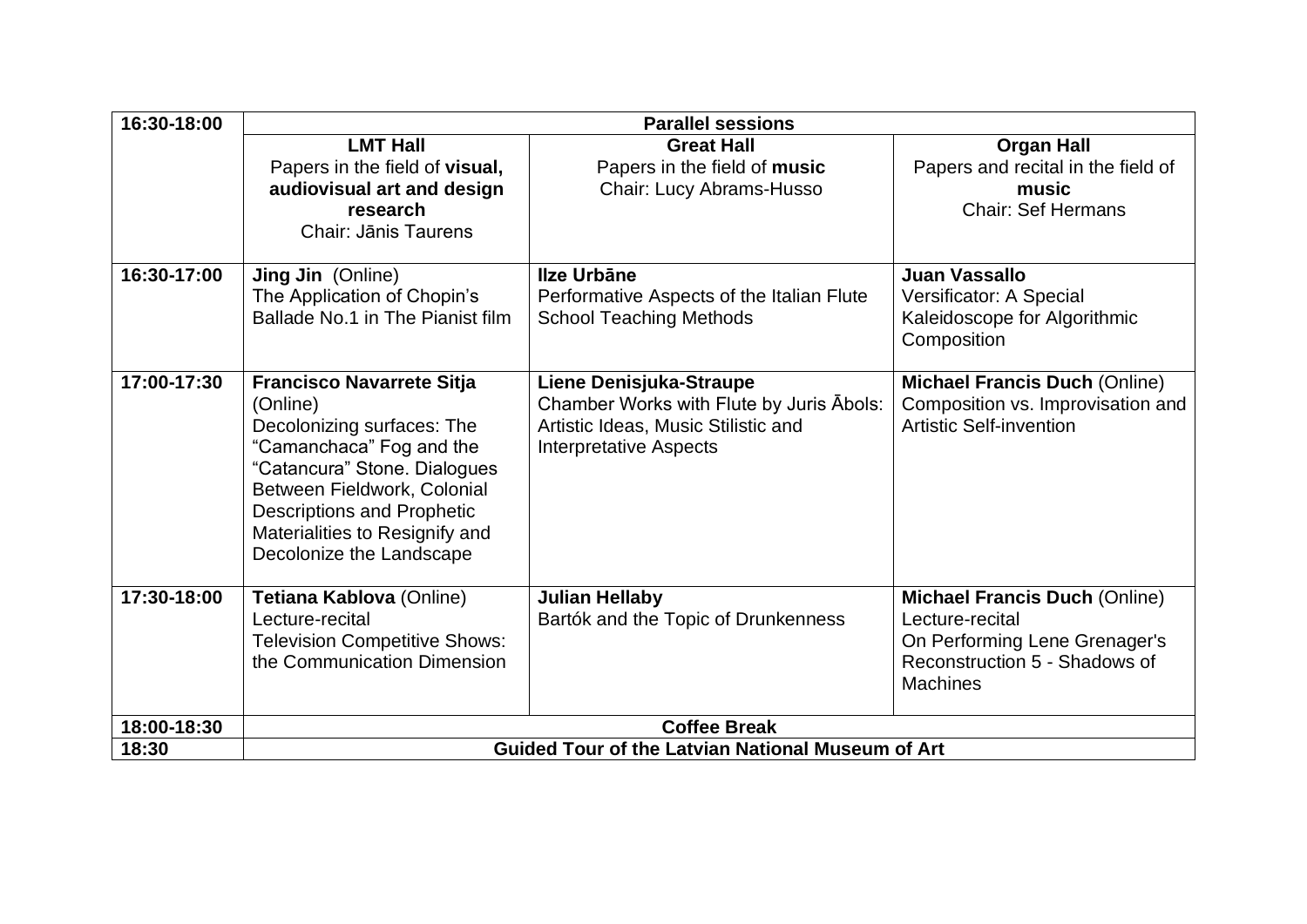| 16:30-18:00 | **Parallel sessions** | | |
|---|---|---|---|
| | **LMT Hall**<br>Papers in the field of **visual, audiovisual art and design research**<br>Chair: Jānis Taurens | **Great Hall**<br>Papers in the field of **music**<br>Chair: Lucy Abrams-Husso | **Organ Hall**<br>Papers and recital in the field of **music**<br>Chair: Sef Hermans |
| 16:30-17:00 | **Jing Jin** (Online)<br>The Application of Chopin's Ballade No.1 in The Pianist film | **Ilze Urbāne**<br>Performative Aspects of the Italian Flute School Teaching Methods | **Juan Vassallo**<br>Versificator: A Special Kaleidoscope for Algorithmic Composition |
| 17:00-17:30 | **Francisco Navarrete Sitja** (Online)<br>Decolonizing surfaces: The "Camanchaca" Fog and the "Catancura" Stone. Dialogues Between Fieldwork, Colonial Descriptions and Prophetic Materialities to Resignify and Decolonize the Landscape | **Liene Denisjuka-Straupe**<br>Chamber Works with Flute by Juris Ābols: Artistic Ideas, Music Stilistic and Interpretative Aspects | **Michael Francis Duch** (Online)<br>Composition vs. Improvisation and Artistic Self-invention |
| 17:30-18:00 | **Tetiana Kablova** (Online)<br>Lecture-recital<br>Television Competitive Shows: the Communication Dimension | **Julian Hellaby**<br>Bartók and the Topic of Drunkenness | **Michael Francis Duch** (Online)<br>Lecture-recital<br>On Performing Lene Grenager's Reconstruction 5 - Shadows of Machines |
| 18:00-18:30 | **Coffee Break** | | |
| 18:30 | **Guided Tour of the Latvian National Museum of Art** | | |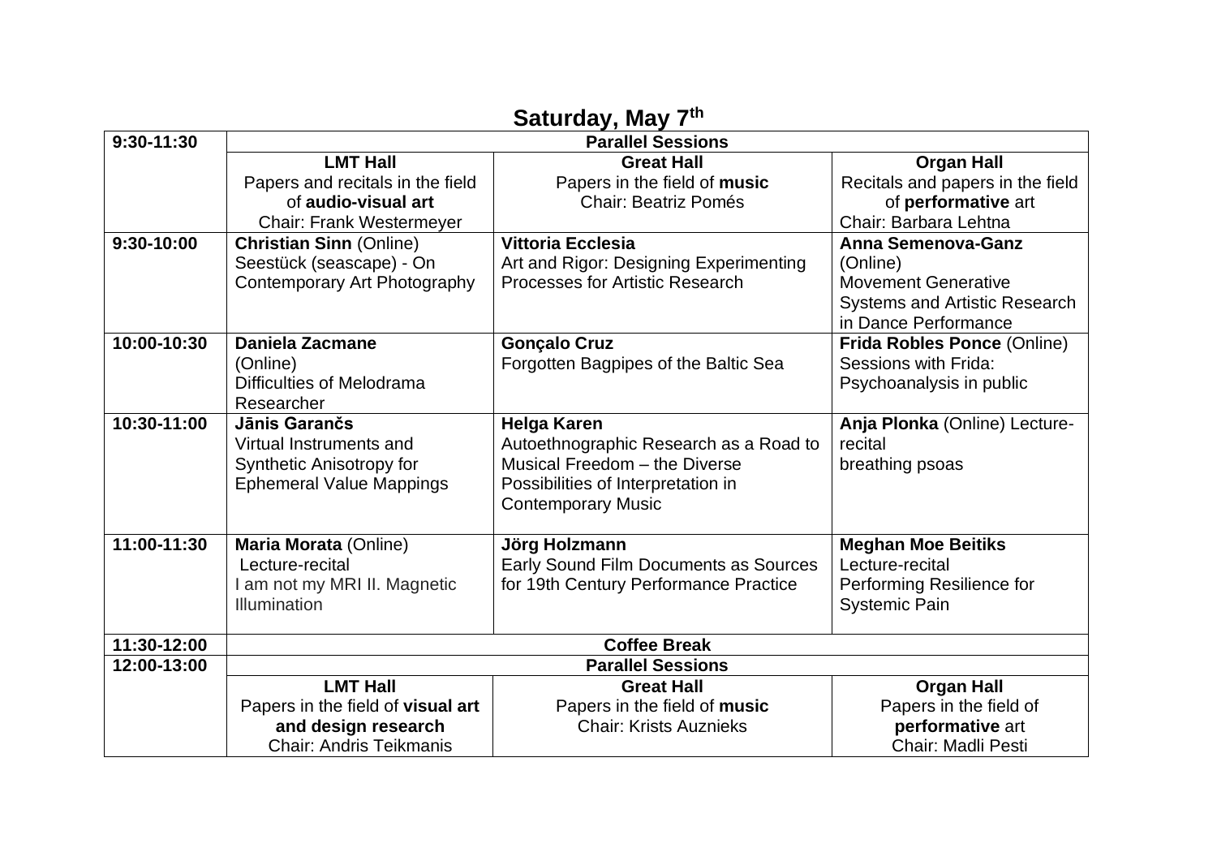## Saturday, May 7[th]

| 9:30-11:30 | Parallel Sessions | | |
|---|---|---|---|
| | **LMT Hall** Papers and recitals in the field of **audio-visual art** Chair: Frank Westermeyer | **Great Hall** Papers in the field of **music** Chair: Beatriz Pomés | **Organ Hall** Recitals and papers in the field of **performative** art Chair: Barbara Lehtna |
| **9:30-10:00** | **Christian Sinn** (Online) Seestück (seascape) - On Contemporary Art Photography | **Vittoria Ecclesia** Art and Rigor: Designing Experimenting Processes for Artistic Research | **Anna Semenova-Ganz** (Online) Movement Generative Systems and Artistic Research in Dance Performance |
| **10:00-10:30** | **Daniela Zacmane** (Online) Difficulties of Melodrama Researcher | **Gonçalo Cruz** Forgotten Bagpipes of the Baltic Sea | **Frida Robles Ponce** (Online) Sessions with Frida: Psychoanalysis in public |
| **10:30-11:00** | **Jānis Garančs** Virtual Instruments and Synthetic Anisotropy for Ephemeral Value Mappings | **Helga Karen** Autoethnographic Research as a Road to Musical Freedom – the Diverse Possibilities of Interpretation in Contemporary Music | **Anja Plonka** (Online) Lecture-recital breathing psoas |
| **11:00-11:30** | **Maria Morata** (Online) Lecture-recital I am not my MRI II. Magnetic Illumination | **Jörg Holzmann** Early Sound Film Documents as Sources for 19th Century Performance Practice | **Meghan Moe Beitiks** Lecture-recital Performing Resilience for Systemic Pain |
| **11:30-12:00** | **Coffee Break** | | |
| **12:00-13:00** | **Parallel Sessions** | | |
| | **LMT Hall** Papers in the field of **visual art and design research** Chair: Andris Teikmanis | **Great Hall** Papers in the field of **music** Chair: Krists Auznieks | **Organ Hall** Papers in the field of **performative** art Chair: Madli Pesti |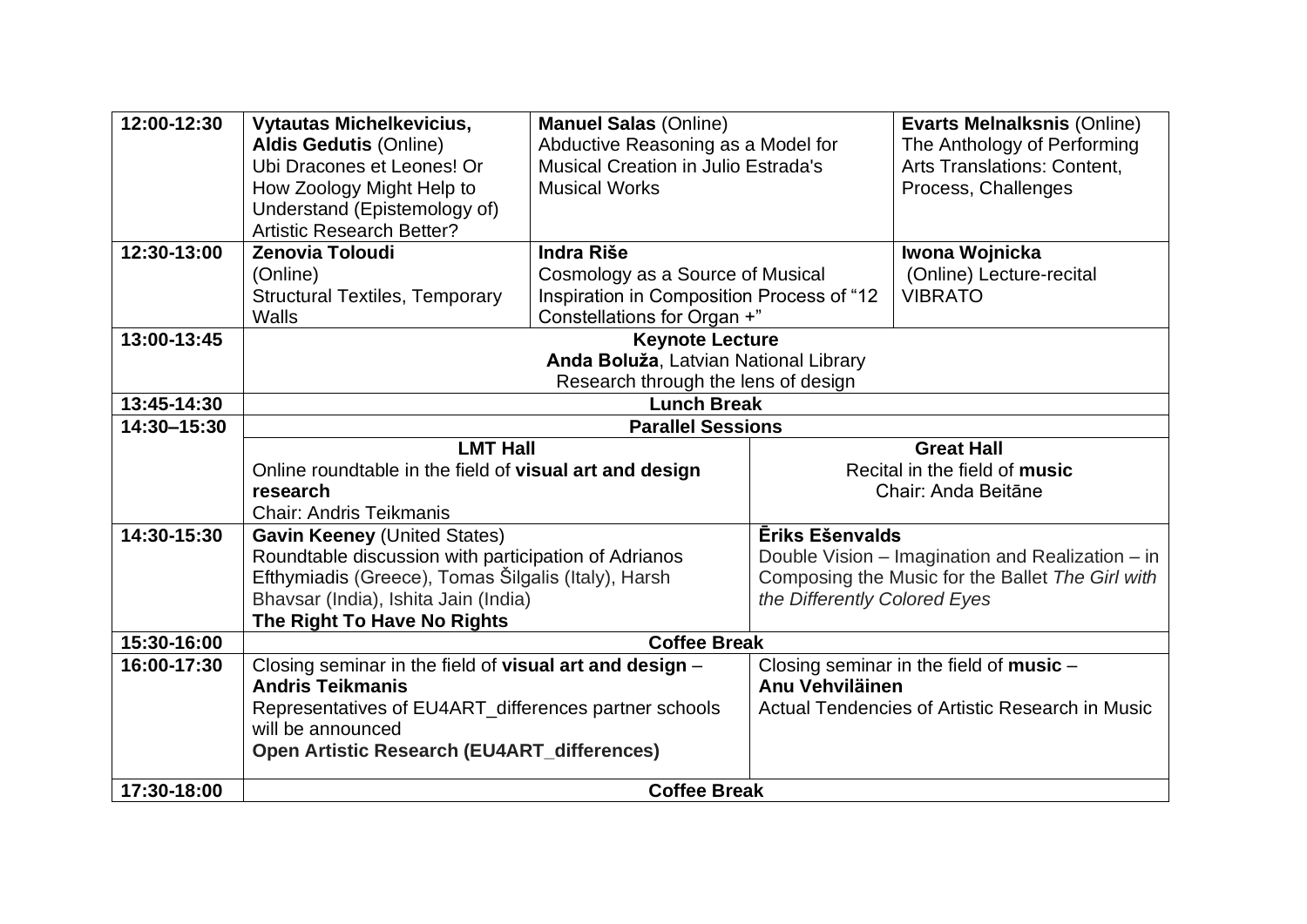| | | | |
|---|---|---|---|
| 12:00-12:30 | **Vytautas Michelkevicius, Aldis Gedutis** (Online)<br>Ubi Dracones et Leones! Or How Zoology Might Help to Understand (Epistemology of) Artistic Research Better? | **Manuel Salas** (Online)<br>Abductive Reasoning as a Model for Musical Creation in Julio Estrada's Musical Works | **Evarts Melnalksnis** (Online)<br>The Anthology of Performing Arts Translations: Content, Process, Challenges |
| 12:30-13:00 | **Zenovia Toloudi**<br>(Online)<br>Structural Textiles, Temporary Walls | **Indra Riše**<br>Cosmology as a Source of Musical Inspiration in Composition Process of "12 Constellations for Organ +" | **Iwona Wojnicka**<br>(Online) Lecture-recital<br>VIBRATO |
| 13:00-13:45 | **Keynote Lecture**<br>**Anda Boluža**, Latvian National Library<br>Research through the lens of design | | |
| 13:45-14:30 | **Lunch Break** | | |
| 14:30–15:30 | **Parallel Sessions** | | |
| | **LMT Hall**<br>Online roundtable in the field of **visual art and design research**<br>Chair: Andris Teikmanis | | **Great Hall**<br>Recital in the field of **music**<br>Chair: Anda Beitāne |
| 14:30-15:30 | **Gavin Keeney** (United States)<br>Roundtable discussion with participation of Adrianos Efthymiadis (Greece), Tomas Šilgalis (Italy), Harsh Bhavsar (India), Ishita Jain (India)<br>**The Right To Have No Rights** | | **Ēriks Ešenvalds**<br>Double Vision – Imagination and Realization – in Composing the Music for the Ballet *The Girl with the Differently Colored Eyes* |
| 15:30-16:00 | **Coffee Break** | | |
| 16:00-17:30 | Closing seminar in the field of **visual art and design** – **Andris Teikmanis**<br>Representatives of EU4ART_differences partner schools will be announced<br>**Open Artistic Research (EU4ART_differences)** | | Closing seminar in the field of **music** – **Anu Vehviläinen**<br>Actual Tendencies of Artistic Research in Music |
| 17:30-18:00 | **Coffee Break** | | |